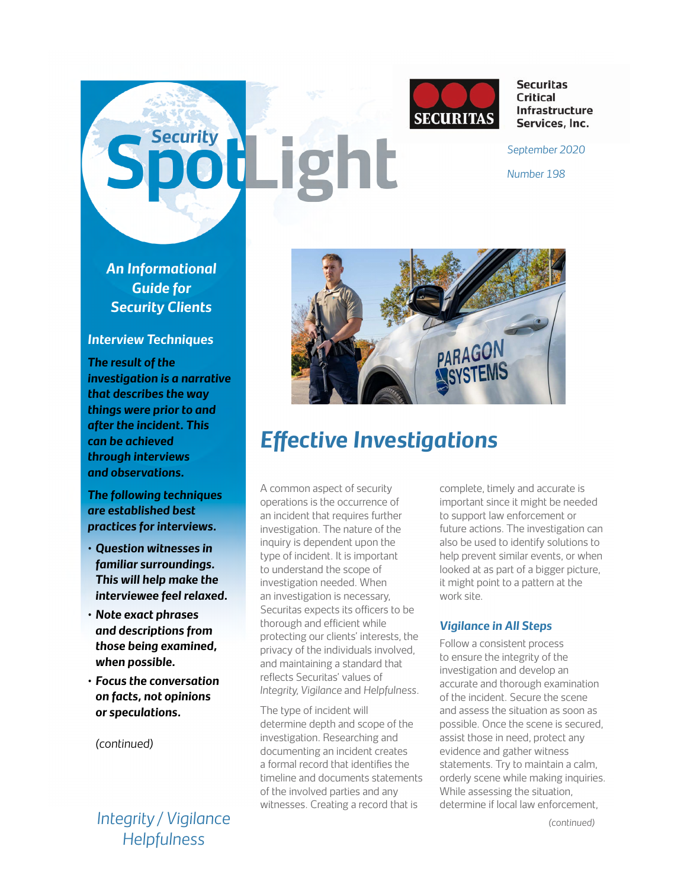# Security SpotLight

**Securitas Critical Infrastructure Services, Inc.**

*September 2020*

*Number 198*

***An Informational Guide for Security Clients***

### *Interview Techniques*

***The result of the investigation is a narrative that describes the way things were prior to and after the incident. This can be achieved through interviews and observations.***

***The following techniques are established best practices for interviews.***

- ***Question witnesses in familiar surroundings. This will help make the interviewee feel relaxed.***
- ***Note exact phrases and descriptions from those being examined, when possible.***
- ***Focus the conversation on facts, not opinions or speculations.***

*(continued)*

*Integrity / Vigilance Helpfulness*

## *Effective Investigations*

A common aspect of security operations is the occurrence of an incident that requires further investigation. The nature of the inquiry is dependent upon the type of incident. It is important to understand the scope of investigation needed. When an investigation is necessary, Securitas expects its officers to be thorough and efficient while protecting our clients' interests, the privacy of the individuals involved, and maintaining a standard that reflects Securitas' values of *Integrity*, *Vigilance* and *Helpfulness*.

The type of incident will determine depth and scope of the investigation. Researching and documenting an incident creates a formal record that identifies the timeline and documents statements of the involved parties and any witnesses. Creating a record that is complete, timely and accurate is important since it might be needed to support law enforcement or future actions. The investigation can also be used to identify solutions to help prevent similar events, or when looked at as part of a bigger picture, it might point to a pattern at the work site.

### *Vigilance in All Steps*

Follow a consistent process to ensure the integrity of the investigation and develop an accurate and thorough examination of the incident. Secure the scene and assess the situation as soon as possible. Once the scene is secured, assist those in need, protect any evidence and gather witness statements. Try to maintain a calm, orderly scene while making inquiries. While assessing the situation, determine if local law enforcement,

*(continued)*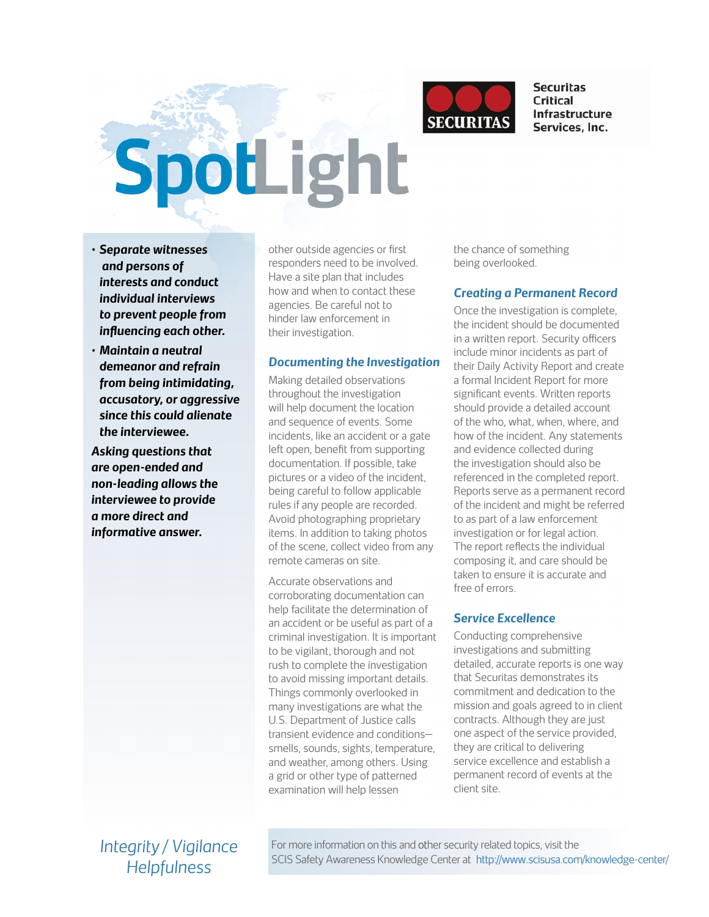# SpotLight

**Securitas Critical Infrastructure Services, Inc.**

- ***Separate witnesses and persons of interests and conduct individual interviews to prevent people from influencing each other.***
- ***Maintain a neutral demeanor and refrain from being intimidating, accusatory, or aggressive since this could alienate the interviewee.***

***Asking questions that are open-ended and non-leading allows the interviewee to provide a more direct and informative answer.***

other outside agencies or first responders need to be involved. Have a site plan that includes how and when to contact these agencies. Be careful not to hinder law enforcement in their investigation.

### *Documenting the Investigation*

Making detailed observations throughout the investigation will help document the location and sequence of events. Some incidents, like an accident or a gate left open, benefit from supporting documentation. If possible, take pictures or a video of the incident, being careful to follow applicable rules if any people are recorded. Avoid photographing proprietary items. In addition to taking photos of the scene, collect video from any remote cameras on site.

Accurate observations and corroborating documentation can help facilitate the determination of an accident or be useful as part of a criminal investigation. It is important to be vigilant, thorough and not rush to complete the investigation to avoid missing important details. Things commonly overlooked in many investigations are what the U.S. Department of Justice calls transient evidence and conditions—smells, sounds, sights, temperature, and weather, among others. Using a grid or other type of patterned examination will help lessen the chance of something being overlooked.

### *Creating a Permanent Record*

Once the investigation is complete, the incident should be documented in a written report. Security officers include minor incidents as part of their Daily Activity Report and create a formal Incident Report for more significant events. Written reports should provide a detailed account of the who, what, when, where, and how of the incident. Any statements and evidence collected during the investigation should also be referenced in the completed report. Reports serve as a permanent record of the incident and might be referred to as part of a law enforcement investigation or for legal action. The report reflects the individual composing it, and care should be taken to ensure it is accurate and free of errors.

### *Service Excellence*

Conducting comprehensive investigations and submitting detailed, accurate reports is one way that Securitas demonstrates its commitment and dedication to the mission and goals agreed to in client contracts. Although they are just one aspect of the service provided, they are critical to delivering service excellence and establish a permanent record of events at the client site.

*Integrity / Vigilance Helpfulness*

For more information on this and other security related topics, visit the SCIS Safety Awareness Knowledge Center at http://www.scisusa.com/knowledge-center/